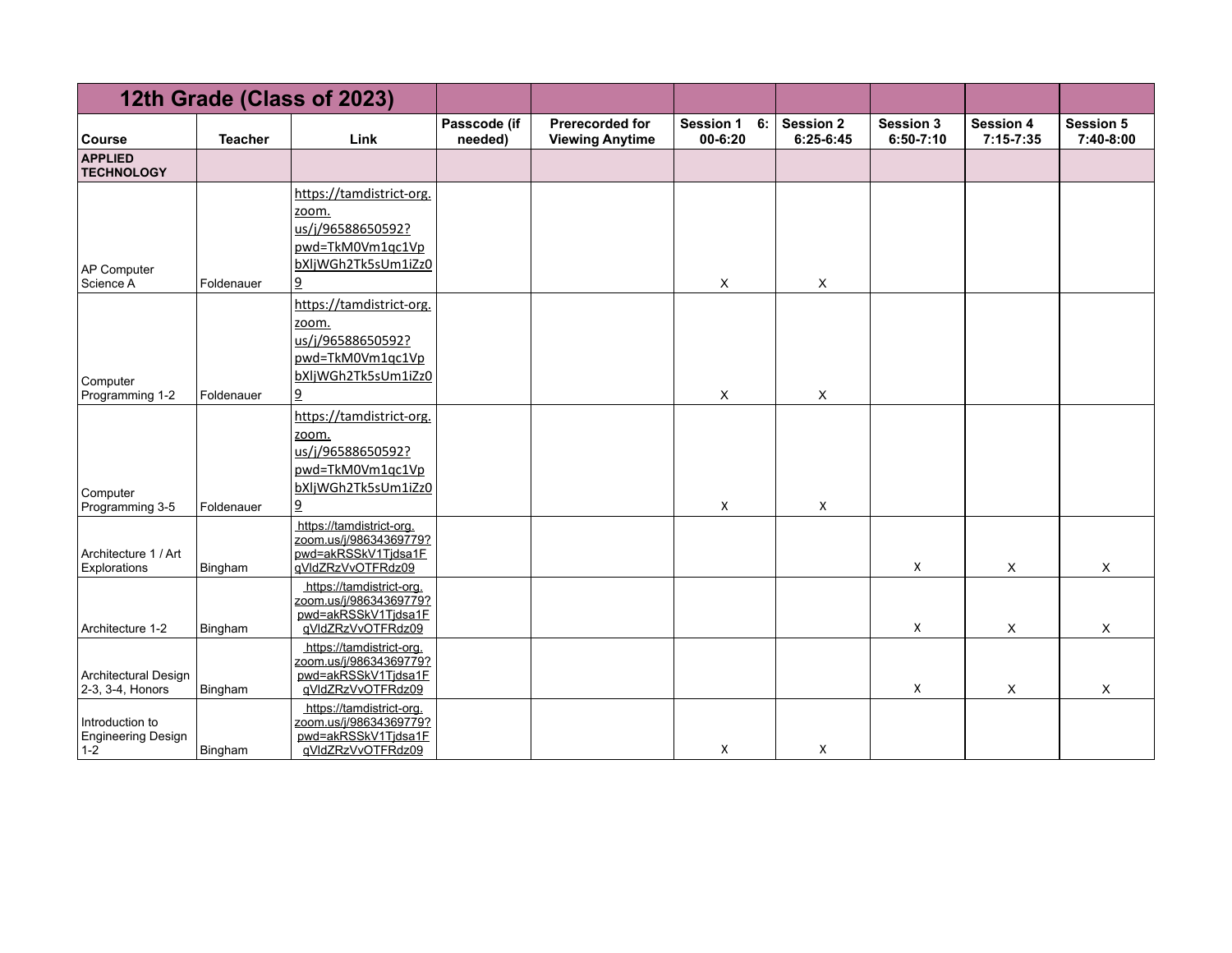| 12th Grade (Class of 2023) | | | | | | | | | |
|---|---|---|---|---|---|---|---|---|---|
| Course | Teacher | Link | Passcode (if needed) | Prerecorded for Viewing Anytime | Session 1 6:00-6:20 | Session 2 6:25-6:45 | Session 3 6:50-7:10 | Session 4 7:15-7:35 | Session 5 7:40-8:00 |
| APPLIED TECHNOLOGY | | | | | | | | | |
| AP Computer Science A | Foldenauer | https://tamdistrict-org.zoom.us/j/96588650592?pwd=TkM0Vm1qc1VpbXljWGh2Tk5sUm1iZz09 | | | X | X | | | |
| Computer Programming 1-2 | Foldenauer | https://tamdistrict-org.zoom.us/j/96588650592?pwd=TkM0Vm1qc1VpbXljWGh2Tk5sUm1iZz09 | | | X | X | | | |
| Computer Programming 3-5 | Foldenauer | https://tamdistrict-org.zoom.us/j/96588650592?pwd=TkM0Vm1qc1VpbXljWGh2Tk5sUm1iZz09 | | | X | X | | | |
| Architecture 1 / Art Explorations | Bingham | https://tamdistrict-org.zoom.us/j/98634369779?pwd=akRSSkV1Tjdsa1FqVldZRzVvOTFRdz09 | | | | | X | X | X |
| Architecture 1-2 | Bingham | https://tamdistrict-org.zoom.us/j/98634369779?pwd=akRSSkV1Tjdsa1FqVldZRzVvOTFRdz09 | | | | | X | X | X |
| Architectural Design 2-3, 3-4, Honors | Bingham | https://tamdistrict-org.zoom.us/j/98634369779?pwd=akRSSkV1Tjdsa1FqVldZRzVvOTFRdz09 | | | | | X | X | X |
| Introduction to Engineering Design 1-2 | Bingham | https://tamdistrict-org.zoom.us/j/98634369779?pwd=akRSSkV1Tjdsa1FqVldZRzVvOTFRdz09 | | | X | X | | | |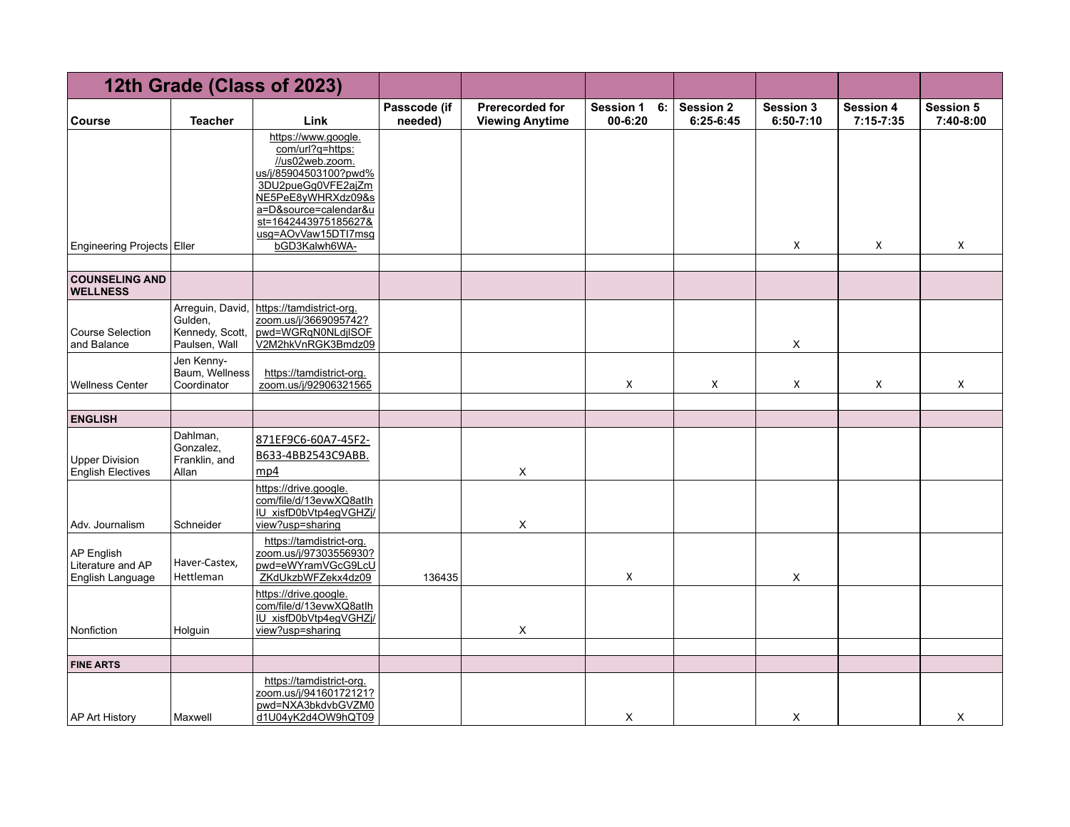| 12th Grade (Class of 2023) | | | | | | | | | |
|---|---|---|---|---|---|---|---|---|---|
| Course | Teacher | Link | Passcode (if needed) | Prerecorded for Viewing Anytime | Session 1 6:00-6:20 | Session 2 6:25-6:45 | Session 3 6:50-7:10 | Session 4 7:15-7:35 | Session 5 7:40-8:00 |
| Engineering Projects | Eller | https://www.google.com/url?q=https://us02web.zoom.us/j/85904503100?pwd%3DU2pueGg0VFE2ajZmNE5PeE8yWHRXdz09&sa=D&source=calendar&ust=1642443975185627&usg=AOvVaw15DTI7msgbGD3Kalwh6WA- | | | | | X | X | X |
| | | | | | | | | | |
| **COUNSELING AND WELLNESS** | | | | | | | | | |
| Course Selection and Balance | Arreguin, David, Gulden, Kennedy, Scott, Paulsen, Wall | https://tamdistrict-org.zoom.us/j/3669095742?pwd=WGRqN0NLdjlSOFV2M2hkVnRGK3Bmdz09 | | | | | X | | |
| Wellness Center | Jen Kenny-Baum, Wellness Coordinator | https://tamdistrict-org.zoom.us/j/92906321565 | | | X | X | X | X | X |
| | | | | | | | | | |
| **ENGLISH** | | | | | | | | | |
| Upper Division English Electives | Dahlman, Gonzalez, Franklin, and Allan | 871EF9C6-60A7-45F2-B633-4BB2543C9ABB.mp4 | | X | | | | | |
| Adv. Journalism | Schneider | https://drive.google.com/file/d/13evwXQ8atlhIU_xisfD0bVtp4egVGHZj/view?usp=sharing | | X | | | | | |
| AP English Literature and AP English Language | Haver-Castex, Hettleman | https://tamdistrict-org.zoom.us/j/97303556930?pwd=eWYramVGcG9LcUZKdUkzbWFZekx4dz09 | 136435 | | X | | X | | |
| Nonfiction | Holguin | https://drive.google.com/file/d/13evwXQ8atlhIU_xisfD0bVtp4egVGHZj/view?usp=sharing | | X | | | | | |
| | | | | | | | | | |
| **FINE ARTS** | | | | | | | | | |
| AP Art History | Maxwell | https://tamdistrict-org.zoom.us/j/94160172121?pwd=NXA3bkdvbGVZM0d1U04yK2d4OW9hQT09 | | | X | | X | | X |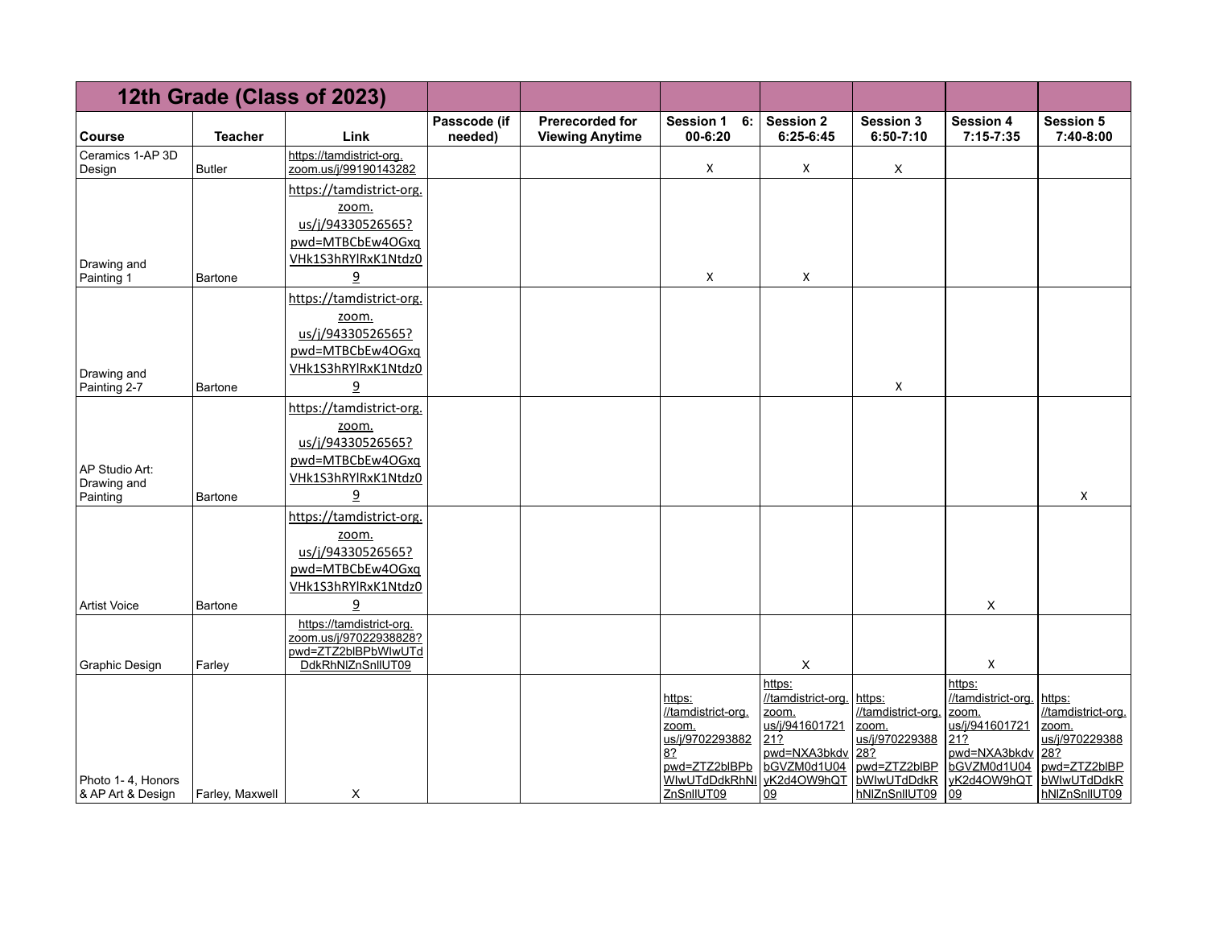| 12th Grade (Class of 2023) | | | | | | | | | |
|---|---|---|---|---|---|---|---|---|---|
| Course | Teacher | Link | Passcode (if needed) | Prerecorded for Viewing Anytime | Session 1 6:00-6:20 | Session 2 6:25-6:45 | Session 3 6:50-7:10 | Session 4 7:15-7:35 | Session 5 7:40-8:00 |
| Ceramics 1-AP 3D Design | Butler | https://tamdistrict-org.zoom.us/j/99190143282 | | | X | X | X | | |
| Drawing and Painting 1 | Bartone | https://tamdistrict-org.zoom.us/j/94330526565?pwd=MTBCbEw4OGxqVHk1S3hRYlRxK1Ntdz09 | | | X | X | | | |
| Drawing and Painting 2-7 | Bartone | https://tamdistrict-org.zoom.us/j/94330526565?pwd=MTBCbEw4OGxqVHk1S3hRYlRxK1Ntdz09 | | | | | X | | |
| AP Studio Art: Drawing and Painting | Bartone | https://tamdistrict-org.zoom.us/j/94330526565?pwd=MTBCbEw4OGxqVHk1S3hRYlRxK1Ntdz09 | | | | | | | X |
| Artist Voice | Bartone | https://tamdistrict-org.zoom.us/j/94330526565?pwd=MTBCbEw4OGxqVHk1S3hRYlRxK1Ntdz09 | | | | | | X | |
| Graphic Design | Farley | https://tamdistrict-org.zoom.us/j/97022938828?pwd=ZTZ2blBPbWIwUTdDdkRhNlZnSnllUT09 | | | | X | | X | |
| Photo 1- 4, Honors & AP Art & Design | Farley, Maxwell | X | | | https://tamdistrict-org.zoom.us/j/97022938828?pwd=ZTZ2blBPbWIwUTdDdkRhNlZnSnllUT09 | https://tamdistrict-org.zoom.us/j/94160172121?pwd=NXA3bkdvbGVZM0d1U04yK2d4OW9hQT09 | https://tamdistrict-org.zoom.us/j/97022938828?pwd=ZTZ2blBPbWIwUTdDdkRhNlZnSnllUT09 | https://tamdistrict-org.zoom.us/j/94160172121?pwd=NXA3bkdvbGVZM0d1U04yK2d4OW9hQT09 | https://tamdistrict-org.zoom.us/j/97022938828?pwd=ZTZ2blBPbWIwUTdDdkRhNlZnSnllUT09 |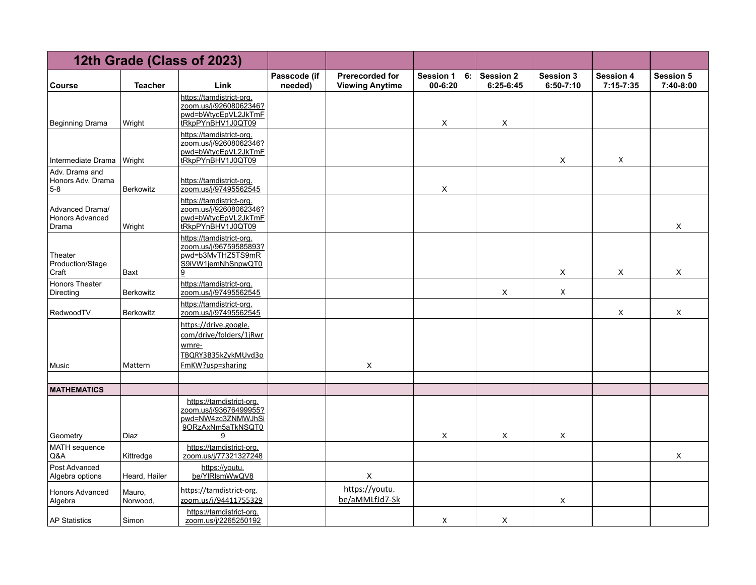| 12th Grade (Class of 2023) | | | | | | | | | |
|---|---|---|---|---|---|---|---|---|---|
| Course | Teacher | Link | Passcode (if needed) | Prerecorded for Viewing Anytime | Session 1 6:00-6:20 | Session 2 6:25-6:45 | Session 3 6:50-7:10 | Session 4 7:15-7:35 | Session 5 7:40-8:00 |
| Beginning Drama | Wright | https://tamdistrict-org.zoom.us/j/92608062346?pwd=bWtycEpVL2JkTmFtRkpPYnBHV1J0QT09 | | | X | X | | | |
| Intermediate Drama | Wright | https://tamdistrict-org.zoom.us/j/92608062346?pwd=bWtycEpVL2JkTmFtRkpPYnBHV1J0QT09 | | | | | X | X | |
| Adv. Drama and Honors Adv. Drama 5-8 | Berkowitz | https://tamdistrict-org.zoom.us/j/97495562545 | | | X | | | | |
| Advanced Drama/ Honors Advanced Drama | Wright | https://tamdistrict-org.zoom.us/j/92608062346?pwd=bWtycEpVL2JkTmFtRkpPYnBHV1J0QT09 | | | | | | | X |
| Theater Production/Stage Craft | Baxt | https://tamdistrict-org.zoom.us/j/967595858937?pwd=b3MvTHZ5TS9mRS9iVW1jemNhSnpwQT09 | | | | | X | X | X |
| Honors Theater Directing | Berkowitz | https://tamdistrict-org.zoom.us/j/97495562545 | | | | X | X | | |
| RedwoodTV | Berkowitz | https://tamdistrict-org.zoom.us/j/97495562545 | | | | | | X | X |
| Music | Mattern | https://drive.google.com/drive/folders/1jRwrwmre-TBQRY3B35kZykMUvd3oFmKW?usp=sharing | | X | | | | | |
| | | | | | | | | | |
| **MATHEMATICS** | | | | | | | | | |
| Geometry | Diaz | https://tamdistrict-org.zoom.us/j/93676499955?pwd=NW4zc3ZNMWJhSi9ORzAxNm5aTkNSQT09 | | | X | X | X | | |
| MATH sequence Q&A | Kittredge | https://tamdistrict-org.zoom.us/j/77321327248 | | | | | | | X |
| Post Advanced Algebra options | Heard, Hailer | https://youtu.be/YIRlsmWwQV8 | | X | | | | | |
| Honors Advanced Algebra | Mauro, Norwood, | https://tamdistrict-org.zoom.us/j/94411755329 | | https://youtu.be/aMMLfJd7-Sk | | | X | | |
| AP Statistics | Simon | https://tamdistrict-org.zoom.us/j/2265250192 | | | X | X | | | |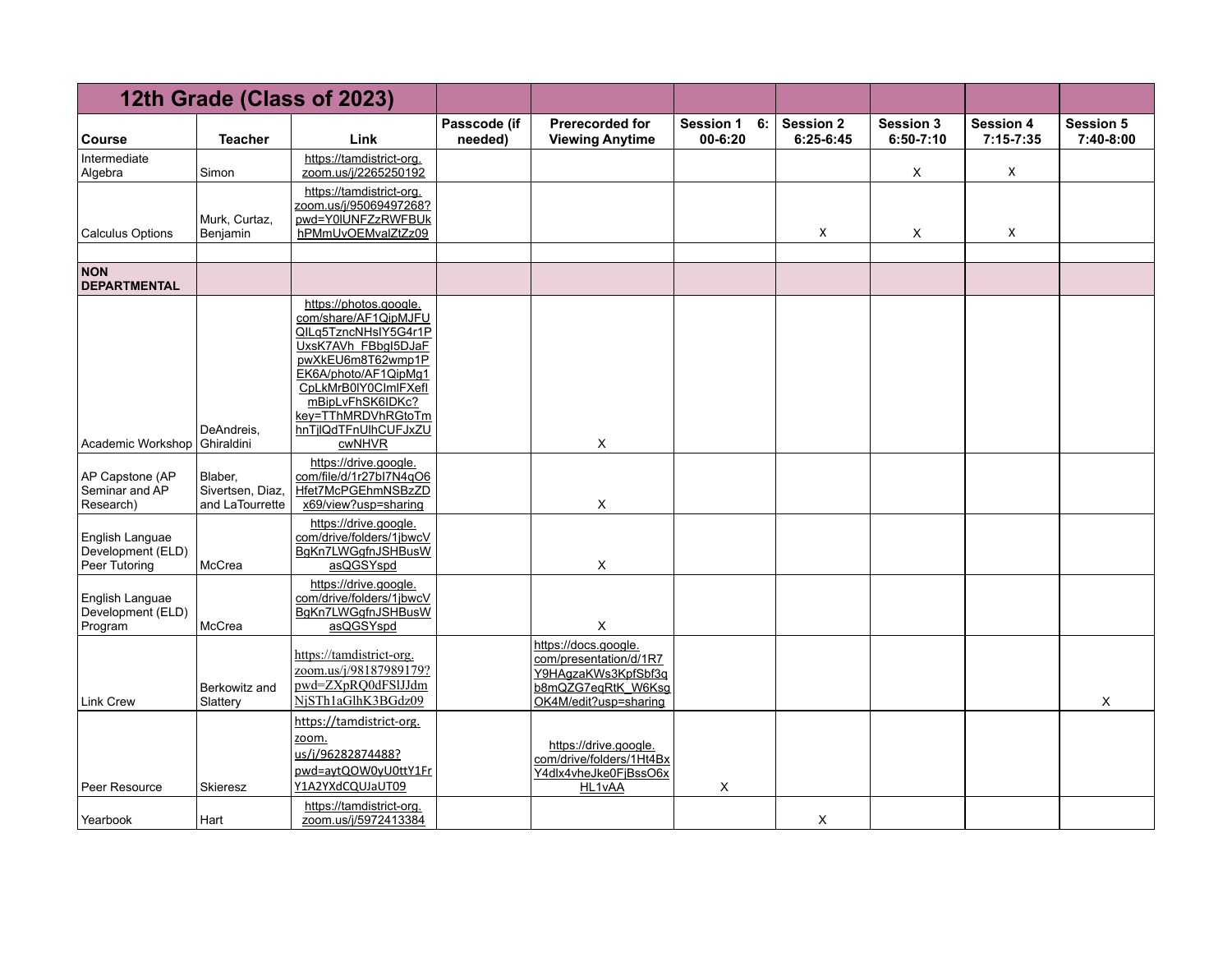| 12th Grade (Class of 2023) | | | | | | | | | |
|---|---|---|---|---|---|---|---|---|---|
| Course | Teacher | Link | Passcode (if needed) | Prerecorded for Viewing Anytime | Session 1 6:00-6:20 | Session 2 6:25-6:45 | Session 3 6:50-7:10 | Session 4 7:15-7:35 | Session 5 7:40-8:00 |
| Intermediate Algebra | Simon | https://tamdistrict-org.zoom.us/j/2265250192 | | | | | X | X | |
| Calculus Options | Murk, Curtaz, Benjamin | https://tamdistrict-org.zoom.us/j/95069497268?pwd=Y0lUNFZzRWFBUkhPMmUvOEMvalZtZz09 | | | | X | X | X | |
| | | | | | | | | | |
| **NON DEPARTMENTAL** | | | | | | | | | |
| Academic Workshop | DeAndreis, Ghiraldini | https://photos.google.com/share/AF1QipMJFUQILq5TzncNHsIY5G4r1PUxsK7AVh_FBbgI5DJaFpwXkEU6m8T62wmp1PEK6A/photo/AF1QipMg1CpLkMrB0lY0CImlFXeflmBipLvFhSK6IDKc?key=TThMRDVhRGtoTmhnTjlQdTFnUlhCUFJxZUcwNHVR | | X | | | | | |
| AP Capstone (AP Seminar and AP Research) | Blaber, Sivertsen, Diaz, and LaTourrette | https://drive.google.com/file/d/1r27bI7N4qO6Hfet7McPGEhmNSBzZDx69/view?usp=sharing | | X | | | | | |
| English Languae Development (ELD) Peer Tutoring | McCrea | https://drive.google.com/drive/folders/1jbwcVBgKn7LWGgfnJSHBusWasQGSYspd | | X | | | | | |
| English Languae Development (ELD) Program | McCrea | https://drive.google.com/drive/folders/1jbwcVBgKn7LWGgfnJSHBusWasQGSYspd | | X | | | | | |
| Link Crew | Berkowitz and Slattery | https://tamdistrict-org.zoom.us/j/98187989179?pwd=ZXpRQ0dFSlJJdmNjSTh1aGlhK3BGdz09 | | https://docs.google.com/presentation/d/1R7Y9HAgzaKWs3KpfSbf3qb8mQZG7eqRtK_W6KsgOK4M/edit?usp=sharing | | | | | X |
| Peer Resource | Skieresz | https://tamdistrict-org.zoom.us/j/96282874488?pwd=aytQOW0yU0ttY1FrY1A2YXdCQUJaUT09 | | https://drive.google.com/drive/folders/1Ht4BxY4dlx4vheJke0FjBssO6xHL1vAA | X | | | | |
| Yearbook | Hart | https://tamdistrict-org.zoom.us/j/5972413384 | | | | X | | | |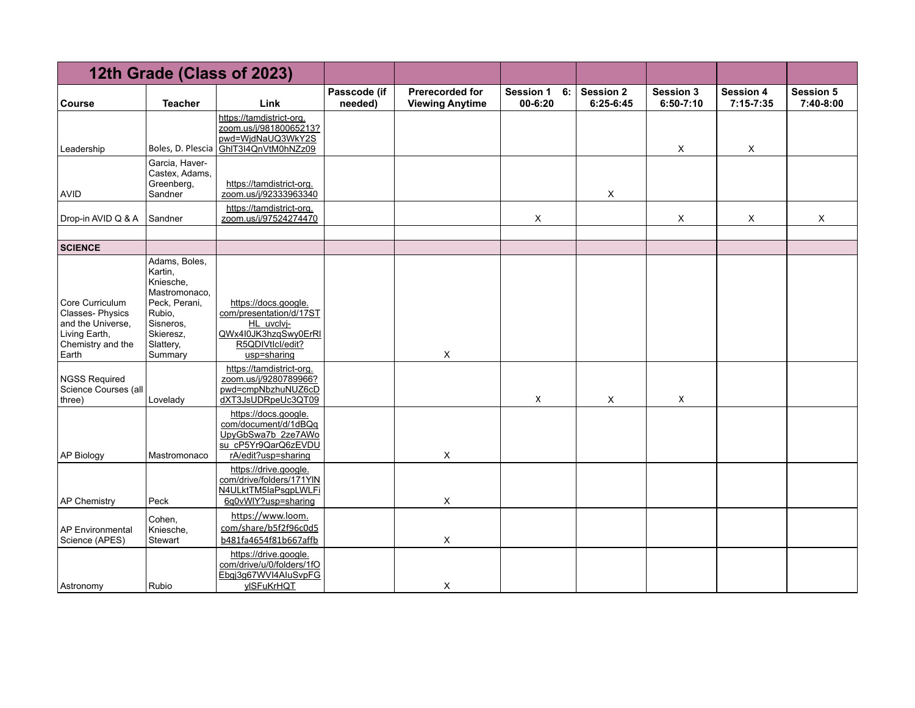| 12th Grade (Class of 2023) | | | | | | | | | |
|---|---|---|---|---|---|---|---|---|---|
| Course | Teacher | Link | Passcode (if needed) | Prerecorded for Viewing Anytime | Session 1 6:00-6:20 | Session 2 6:25-6:45 | Session 3 6:50-7:10 | Session 4 7:15-7:35 | Session 5 7:40-8:00 |
| Leadership | Boles, D. Plescia | https://tamdistrict-org.zoom.us/j/98180065213?pwd=WjdNaUQ3WkY2SGhlT3I4QnVtM0hNZz09 | | | | | X | X | |
| AVID | Garcia, Haver-Castex, Adams, Greenberg, Sandner | https://tamdistrict-org.zoom.us/j/92333963340 | | | | X | | | |
| Drop-in AVID Q & A | Sandner | https://tamdistrict-org.zoom.us/j/97524274470 | | | X | | X | X | X |
| | | | | | | | | | |
| **SCIENCE** | | | | | | | | | |
| Core Curriculum Classes- Physics and the Universe, Living Earth, Chemistry and the Earth | Adams, Boles, Kartin, Kniesche, Mastromonaco, Peck, Perani, Rubio, Sisneros, Skieresz, Slattery, Summary | https://docs.google.com/presentation/d/17STHL_uvclvj-QWx4I0JK3hzqSwy0ErRlR5QDIVtIcI/edit?usp=sharing | | X | | | | | |
| NGSS Required Science Courses (all three) | Lovelady | https://tamdistrict-org.zoom.us/j/9280789966?pwd=cmpNbzhuNUZ6cDdXT3JsUDRpeUc3QT09 | | | X | X | X | | |
| AP Biology | Mastromonaco | https://docs.google.com/document/d/1dBQqUpyGbSwa7b_2ze7AWosu_cP5Yr9QarQ6zEVDUrA/edit?usp=sharing | | X | | | | | |
| AP Chemistry | Peck | https://drive.google.com/drive/folders/171YlNN4ULktTM5laPsgpLWLFi6q0vWlY?usp=sharing | | X | | | | | |
| AP Environmental Science (APES) | Cohen, Kniesche, Stewart | https://www.loom.com/share/b5f2f96c0d5b481fa4654f81b667affb | | X | | | | | |
| Astronomy | Rubio | https://drive.google.com/drive/u/0/folders/1fOEbgj3g67WVI4AIuSvpFGylSFuKrHQT | | X | | | | | |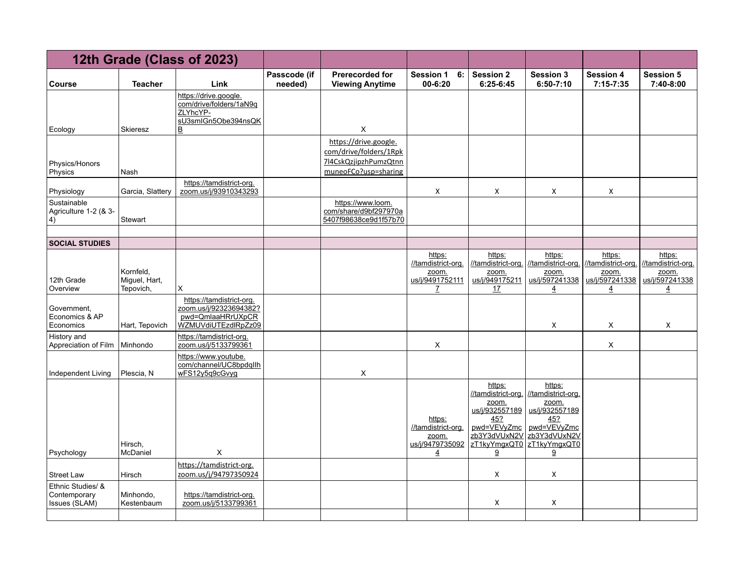| 12th Grade (Class of 2023) | | | | | | | | | |
|---|---|---|---|---|---|---|---|---|---|
| Course | Teacher | Link | Passcode (if needed) | Prerecorded for Viewing Anytime | Session 1 6:00-6:20 | Session 2 6:25-6:45 | Session 3 6:50-7:10 | Session 4 7:15-7:35 | Session 5 7:40-8:00 |
| Ecology | Skieresz | https://drive.google.com/drive/folders/1aN9qZLYhcYP-sU3smIGn5Obe394nsQKB | | X | | | | | |
| Physics/Honors Physics | Nash | | | https://drive.google.com/drive/folders/1Rpk7l4CskQzjipzhPumzQtnnmuneoFCo?usp=sharing | | | | | |
| Physiology | Garcia, Slattery | https://tamdistrict-org.zoom.us/j/93910343293 | | | X | X | X | X | |
| Sustainable Agriculture 1-2 (& 3-4) | Stewart | | | https://www.loom.com/share/d9bf297970a5407f98638ce9d1f57b70 | | | | | |
| | | | | | | | | | |
| **SOCIAL STUDIES** | | | | | | | | | |
| 12th Grade Overview | Kornfeld, Miguel, Hart, Tepovich, | X | | | https://tamdistrict-org.zoom.us/j/94917521117 | https://tamdistrict-org.zoom.us/j/94917521117 | https://tamdistrict-org.zoom.us/j/5972413384 | https://tamdistrict-org.zoom.us/j/5972413384 | https://tamdistrict-org.zoom.us/j/5972413384 |
| Government, Economics & AP Economics | Hart, Tepovich | https://tamdistrict-org.zoom.us/j/92323694382?pwd=QmlaaHRrUXpCRWZMUVdiUTEzdlRpZz09 | | | | | X | X | X |
| History and Appreciation of Film | Minhondo | https://tamdistrict-org.zoom.us/j/5133799361 | | | X | | | X | |
| Independent Living | Plescia, N | https://www.youtube.com/channel/UC8bpdqIlhwFS12y5q9cGvyg | | X | | | | | |
| Psychology | Hirsch, McDaniel | X | | | https://tamdistrict-org.zoom.us/j/94797350924 | https://tamdistrict-org.zoom.us/j/93255718945?pwd=VEVyZmczb3Y3dVUxN2VzT1kyYmgxQT09 | https://tamdistrict-org.zoom.us/j/93255718945?pwd=VEVyZmczb3Y3dVUxN2VzT1kyYmgxQT09 | | |
| Street Law | Hirsch | https://tamdistrict-org.zoom.us/j/94797350924 | | | | X | X | | |
| Ethnic Studies/ & Contemporary Issues (SLAM) | Minhondo, Kestenbaum | https://tamdistrict-org.zoom.us/j/5133799361 | | | | X | X | | |
| | | | | | | | | | |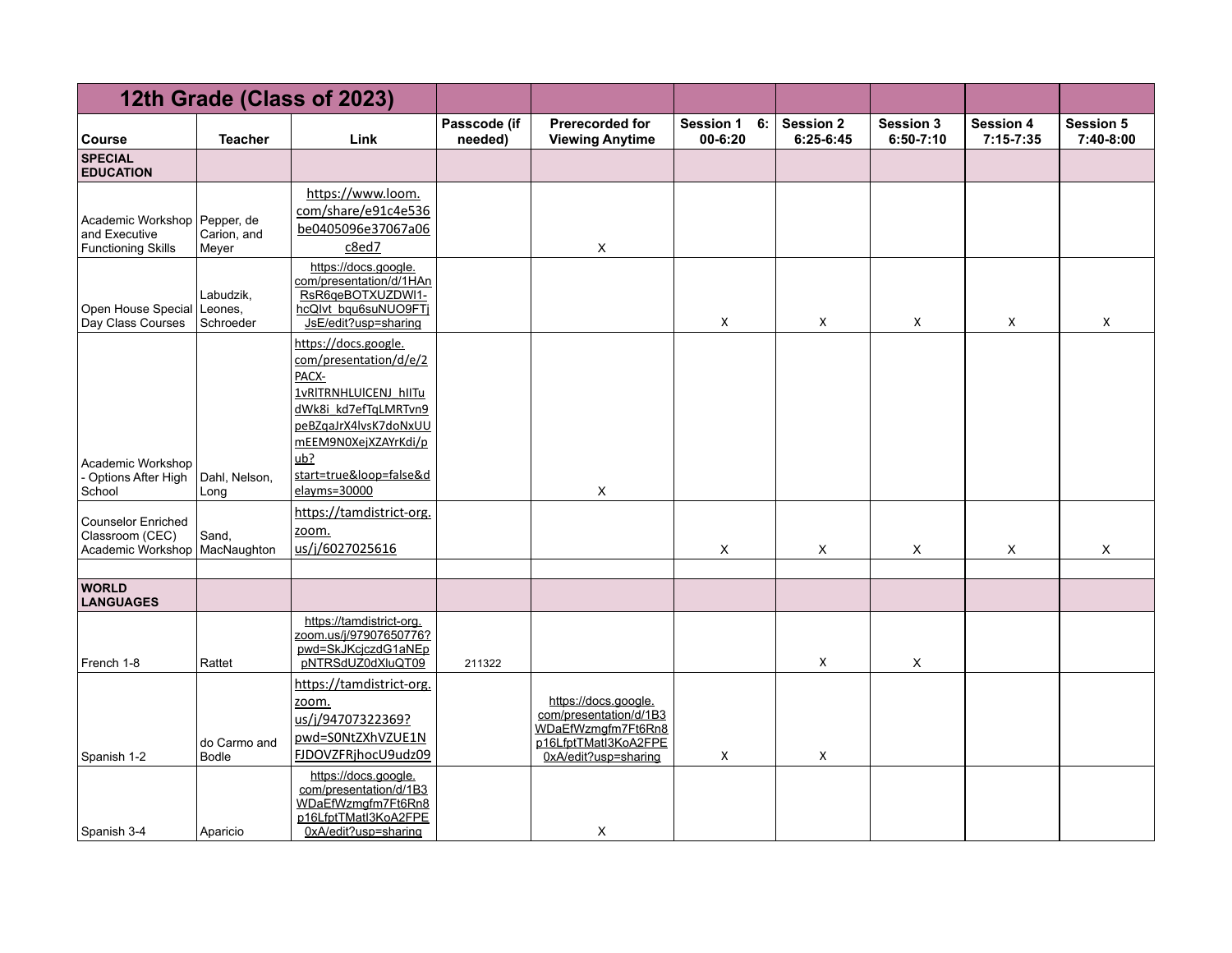| 12th Grade (Class of 2023) | | | | | | | | | |
|---|---|---|---|---|---|---|---|---|---|
| Course | Teacher | Link | Passcode (if needed) | Prerecorded for Viewing Anytime | Session 1 6:00-6:20 | Session 2 6:25-6:45 | Session 3 6:50-7:10 | Session 4 7:15-7:35 | Session 5 7:40-8:00 |
| **SPECIAL EDUCATION** | | | | | | | | | |
| Academic Workshop and Executive Functioning Skills | Pepper, de Carion, and Meyer | https://www.loom.com/share/e91c4e536be0405096e37067a06c8ed7 | | X | | | | | |
| Open House Special Day Class Courses | Labudzik, Leones, Schroeder | https://docs.google.com/presentation/d/1HAnRsR6qeBOTXUZDWI1-hcQIvt_bqu6suNUO9FTjJsE/edit?usp=sharing | | | X | X | X | X | X |
| Academic Workshop - Options After High School | Dahl, Nelson, Long | https://docs.google.com/presentation/d/e/2PACX-1vRlTRNHLUlCENJ_hIITudWk8i_kd7efTqLMRTvn9peBZqaJrX4lvsK7doNxUUmEEM9N0XejXZAYrKdi/pub?start=true&loop=false&delayms=30000 | | X | | | | | |
| Counselor Enriched Classroom (CEC) Academic Workshop | Sand, MacNaughton | https://tamdistrict-org.zoom.us/j/6027025616 | | | X | X | X | X | X |
| | | | | | | | | | |
| **WORLD LANGUAGES** | | | | | | | | | |
| French 1-8 | Rattet | https://tamdistrict-org.zoom.us/j/97907650776?pwd=SkJKcjczdG1aNEpNTRSdUZ0dXluQT09 | 211322 | | | X | X | | |
| Spanish 1-2 | do Carmo and Bodle | https://tamdistrict-org.zoom.us/j/94707322369?pwd=S0NtZXhVZUE1NFJDOVZFRjhocU9udz09 | | https://docs.google.com/presentation/d/1B3WDaEfWzmgfm7Ft6Rn8p16LfptTMatI3KoA2FPE0xA/edit?usp=sharing | X | X | | | |
| Spanish 3-4 | Aparicio | https://docs.google.com/presentation/d/1B3WDaEfWzmgfm7Ft6Rn8p16LfptTMatI3KoA2FPE0xA/edit?usp=sharing | | X | | | | | |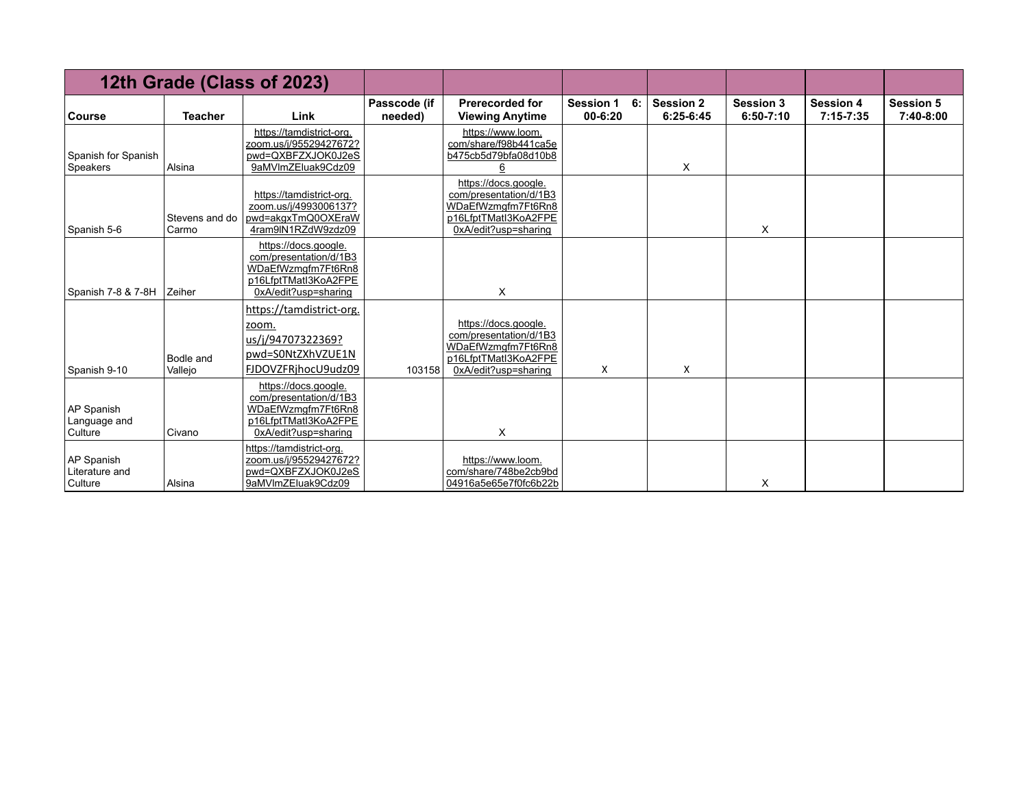| 12th Grade (Class of 2023) | | | | | | | | | |
|---|---|---|---|---|---|---|---|---|---|
| Course | Teacher | Link | Passcode (if needed) | Prerecorded for Viewing Anytime | Session 1 6:00-6:20 | Session 2 6:25-6:45 | Session 3 6:50-7:10 | Session 4 7:15-7:35 | Session 5 7:40-8:00 |
| Spanish for Spanish Speakers | Alsina | https://tamdistrict-org.zoom.us/j/95529427672?pwd=QXBFZXJOK0J2eS9aMVlmZEluak9Cdz09 | | https://www.loom.com/share/f98b441ca5eb475cb5d79bfa08d10b86 | | X | | | |
| Spanish 5-6 | Stevens and do Carmo | https://tamdistrict-org.zoom.us/j/4993006137?pwd=akgxTmQ0OXEraW4ram9lN1RZdW9zdz09 | | https://docs.google.com/presentation/d/1B3WDaEfWzmgfm7Ft6Rn8p16LfptTMatI3KoA2FPE0xA/edit?usp=sharing | | | X | | |
| Spanish 7-8 & 7-8H | Zeiher | https://docs.google.com/presentation/d/1B3WDaEfWzmgfm7Ft6Rn8p16LfptTMatI3KoA2FPE0xA/edit?usp=sharing | | X | | | | | |
| Spanish 9-10 | Bodle and Vallejo | https://tamdistrict-org.zoom.us/j/94707322369?pwd=S0NtZXhVZUE1NFJDOVZFRjhocU9udz09 | 103158 | https://docs.google.com/presentation/d/1B3WDaEfWzmgfm7Ft6Rn8p16LfptTMatI3KoA2FPE0xA/edit?usp=sharing | X | X | | | |
| AP Spanish Language and Culture | Civano | https://docs.google.com/presentation/d/1B3WDaEfWzmgfm7Ft6Rn8p16LfptTMatI3KoA2FPE0xA/edit?usp=sharing | | X | | | | | |
| AP Spanish Literature and Culture | Alsina | https://tamdistrict-org.zoom.us/j/95529427672?pwd=QXBFZXJOK0J2eS9aMVlmZEluak9Cdz09 | | https://www.loom.com/share/748be2cb9bd04916a5e65e7f0fc6b22b | | | X | | |